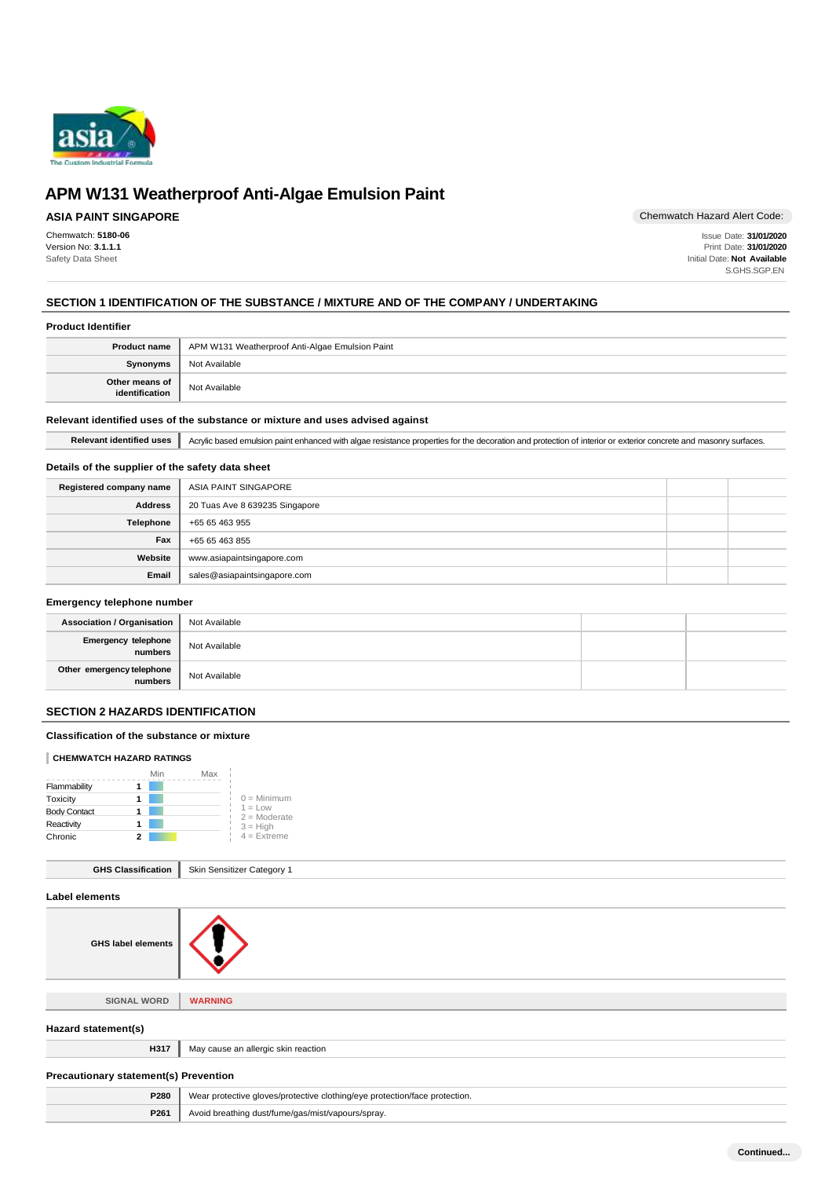# APM W131 Weatherproof Anti-Algae Emulsion Paint

**ASIA PAINT SINGAPORE**

Chemwatch Hazard Alert Code:

Chemwatch: **5180-06**
Version No: **3.1.1.1**
Safety Data Sheet

Issue Date: **31/01/2020**
Print Date: **31/01/2020**
Initial Date: **Not Available**
S.GHS.SGP.EN

## SECTION 1 IDENTIFICATION OF THE SUBSTANCE / MIXTURE AND OF THE COMPANY / UNDERTAKING

### Product Identifier

| | |
|---|---|
| **Product name** | APM W131 Weatherproof Anti-Algae Emulsion Paint |
| **Synonyms** | Not Available |
| **Other means of identification** | Not Available |

### Relevant identified uses of the substance or mixture and uses advised against

| | |
|---|---|
| **Relevant identified uses** | Acrylic based emulsion paint enhanced with algae resistance properties for the decoration and protection of interior or exterior concrete and masonry surfaces. |

### Details of the supplier of the safety data sheet

| | |
|---|---|
| **Registered company name** | ASIA PAINT SINGAPORE |
| **Address** | 20 Tuas Ave 8 639235 Singapore |
| **Telephone** | +65 65 463 955 |
| **Fax** | +65 65 463 855 |
| **Website** | www.asiapaintsingapore.com |
| **Email** | sales@asiapaintsingapore.com |

### Emergency telephone number

| | |
|---|---|
| **Association / Organisation** | Not Available |
| **Emergency telephone numbers** | Not Available |
| **Other emergency telephone numbers** | Not Available |

## SECTION 2 HAZARDS IDENTIFICATION

### Classification of the substance or mixture

**CHEMWATCH HAZARD RATINGS**

| | Rating |
|---|---|
| Flammability | 1 |
| Toxicity | 1 |
| Body Contact | 1 |
| Reactivity | 1 |
| Chronic | 2 |

0 = Minimum
1 = Low
2 = Moderate
3 = High
4 = Extreme

| | |
|---|---|
| **GHS Classification** | Skin Sensitizer Category 1 |

### Label elements

| | |
|---|---|
| **GHS label elements** | |
| **SIGNAL WORD** | **WARNING** |

### Hazard statement(s)

| | |
|---|---|
| **H317** | May cause an allergic skin reaction |

### Precautionary statement(s) Prevention

| | |
|---|---|
| **P280** | Wear protective gloves/protective clothing/eye protection/face protection. |
| **P261** | Avoid breathing dust/fume/gas/mist/vapours/spray. |

**Continued...**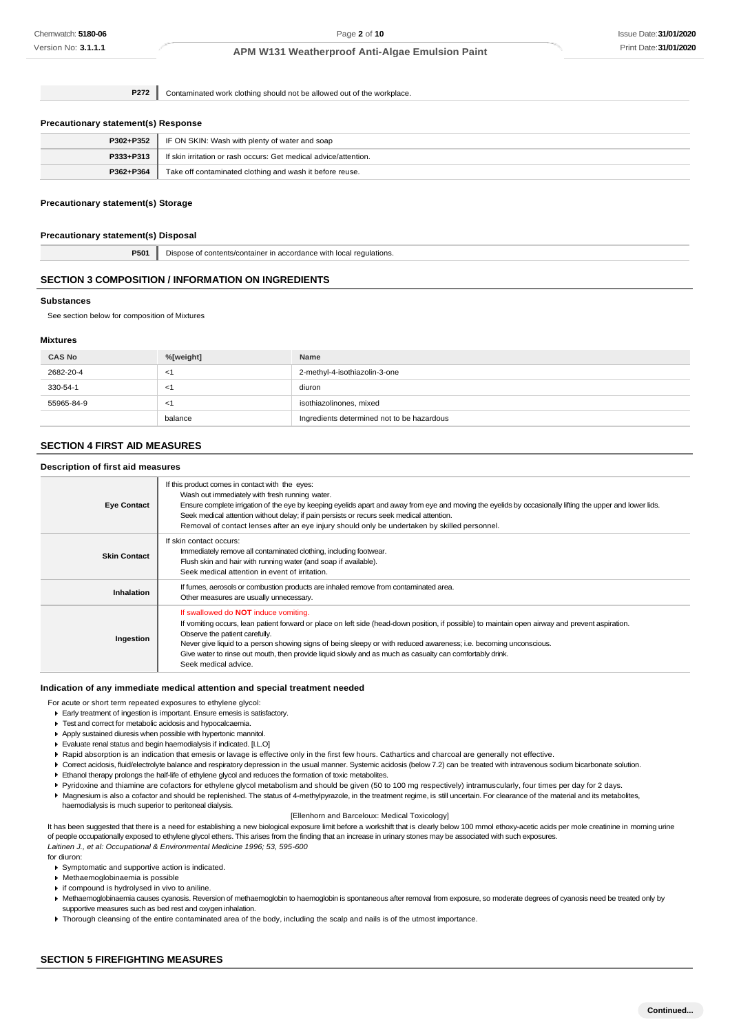| | |
|---|---|
| P272 | Contaminated work clothing should not be allowed out of the workplace. |

### Precautionary statement(s) Response

| | |
|---|---|
| P302+P352 | IF ON SKIN: Wash with plenty of water and soap |
| P333+P313 | If skin irritation or rash occurs: Get medical advice/attention. |
| P362+P364 | Take off contaminated clothing and wash it before reuse. |

### Precautionary statement(s) Storage

### Precautionary statement(s) Disposal

| | |
|---|---|
| P501 | Dispose of contents/container in accordance with local regulations. |

## SECTION 3 COMPOSITION / INFORMATION ON INGREDIENTS

### Substances

See section below for composition of Mixtures

### Mixtures

| CAS No | %[weight] | Name |
|---|---|---|
| 2682-20-4 | <1 | 2-methyl-4-isothiazolin-3-one |
| 330-54-1 | <1 | diuron |
| 55965-84-9 | <1 | isothiazolinones, mixed |
| | balance | Ingredients determined not to be hazardous |

## SECTION 4 FIRST AID MEASURES

### Description of first aid measures

| | |
|---|---|
| **Eye Contact** | If this product comes in contact with the eyes: Wash out immediately with fresh running water. Ensure complete irrigation of the eye by keeping eyelids apart and away from eye and moving the eyelids by occasionally lifting the upper and lower lids. Seek medical attention without delay; if pain persists or recurs seek medical attention. Removal of contact lenses after an eye injury should only be undertaken by skilled personnel. |
| **Skin Contact** | If skin contact occurs: Immediately remove all contaminated clothing, including footwear. Flush skin and hair with running water (and soap if available). Seek medical attention in event of irritation. |
| **Inhalation** | If fumes, aerosols or combustion products are inhaled remove from contaminated area. Other measures are usually unnecessary. |
| **Ingestion** | If swallowed do **NOT** induce vomiting. If vomiting occurs, lean patient forward or place on left side (head-down position, if possible) to maintain open airway and prevent aspiration. Observe the patient carefully. Never give liquid to a person showing signs of being sleepy or with reduced awareness; i.e. becoming unconscious. Give water to rinse out mouth, then provide liquid slowly and as much as casualty can comfortably drink. Seek medical advice. |

### Indication of any immediate medical attention and special treatment needed

For acute or short term repeated exposures to ethylene glycol:

- Early treatment of ingestion is important. Ensure emesis is satisfactory.
- Test and correct for metabolic acidosis and hypocalcaemia.
- Apply sustained diuresis when possible with hypertonic mannitol.
- Evaluate renal status and begin haemodialysis if indicated. [I.L.O]
- Rapid absorption is an indication that emesis or lavage is effective only in the first few hours. Cathartics and charcoal are generally not effective.
- Correct acidosis, fluid/electrolyte balance and respiratory depression in the usual manner. Systemic acidosis (below 7.2) can be treated with intravenous sodium bicarbonate solution.
- Ethanol therapy prolongs the half-life of ethylene glycol and reduces the formation of toxic metabolites.
- Pyridoxine and thiamine are cofactors for ethylene glycol metabolism and should be given (50 to 100 mg respectively) intramuscularly, four times per day for 2 days.
- Magnesium is also a cofactor and should be replenished. The status of 4-methylpyrazole, in the treatment regime, is still uncertain. For clearance of the material and its metabolites, haemodialysis is much superior to peritoneal dialysis.

[Ellenhorn and Barceloux: Medical Toxicology]

It has been suggested that there is a need for establishing a new biological exposure limit before a workshift that is clearly below 100 mmol ethoxy-acetic acids per mole creatinine in morning urine of people occupationally exposed to ethylene glycol ethers. This arises from the finding that an increase in urinary stones may be associated with such exposures.
*Laitinen J., et al: Occupational & Environmental Medicine 1996; 53, 595-600*

for diuron:

- Symptomatic and supportive action is indicated.
- Methaemoglobinaemia is possible
- if compound is hydrolysed in vivo to aniline.
- Methaemoglobinaemia causes cyanosis. Reversion of methaemoglobin to haemoglobin is spontaneous after removal from exposure, so moderate degrees of cyanosis need be treated only by supportive measures such as bed rest and oxygen inhalation.
- Thorough cleansing of the entire contaminated area of the body, including the scalp and nails is of the utmost importance.

## SECTION 5 FIREFIGHTING MEASURES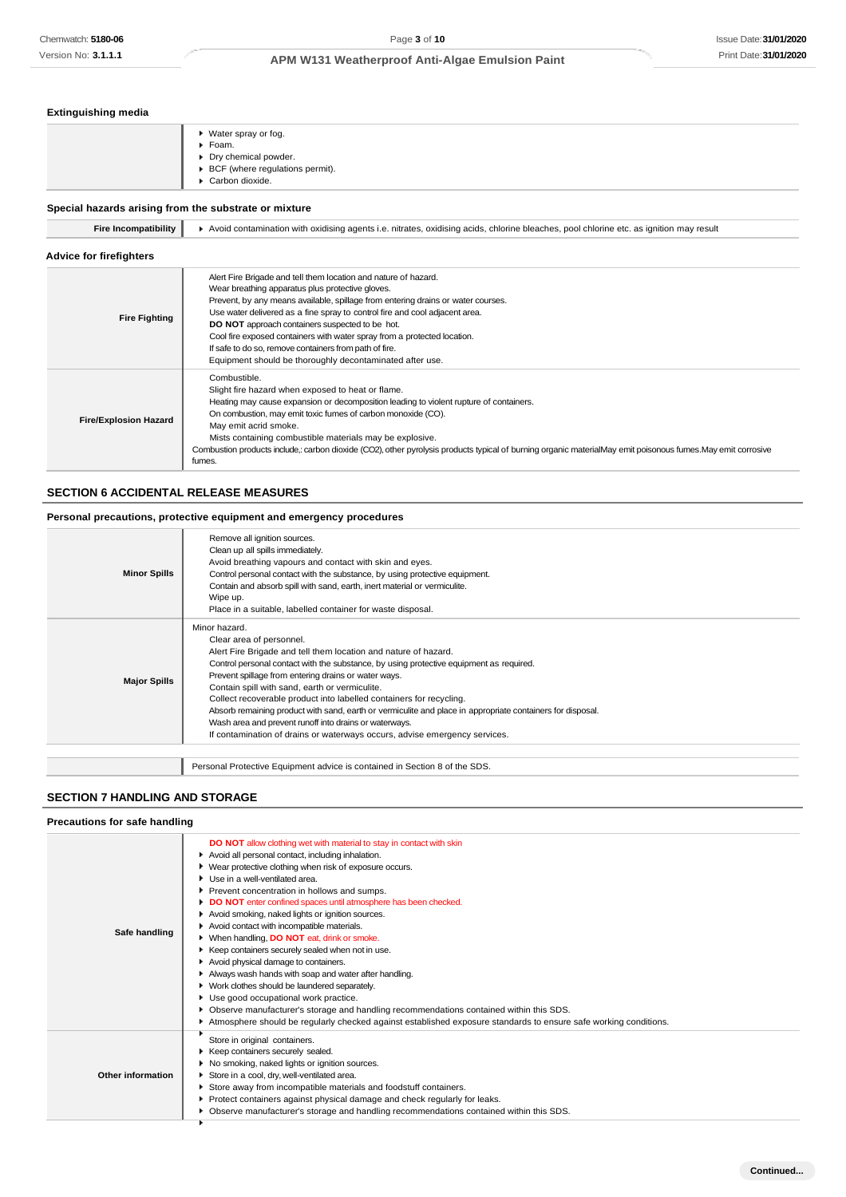#### Extinguishing media

| | |
|---|---|
| | ▸ Water spray or fog.<br>▸ Foam.<br>▸ Dry chemical powder.<br>▸ BCF (where regulations permit).<br>▸ Carbon dioxide. |

#### Special hazards arising from the substrate or mixture

| | |
|---|---|
| **Fire Incompatibility** | ▸ Avoid contamination with oxidising agents i.e. nitrates, oxidising acids, chlorine bleaches, pool chlorine etc. as ignition may result |

#### Advice for firefighters

| | |
|---|---|
| **Fire Fighting** | Alert Fire Brigade and tell them location and nature of hazard.<br>Wear breathing apparatus plus protective gloves.<br>Prevent, by any means available, spillage from entering drains or water courses.<br>Use water delivered as a fine spray to control fire and cool adjacent area.<br>**DO NOT** approach containers suspected to be hot.<br>Cool fire exposed containers with water spray from a protected location.<br>If safe to do so, remove containers from path of fire.<br>Equipment should be thoroughly decontaminated after use. |
| **Fire/Explosion Hazard** | Combustible.<br>Slight fire hazard when exposed to heat or flame.<br>Heating may cause expansion or decomposition leading to violent rupture of containers.<br>On combustion, may emit toxic fumes of carbon monoxide (CO).<br>May emit acrid smoke.<br>Mists containing combustible materials may be explosive.<br>Combustion products include,: carbon dioxide ($CO_2$), other pyrolysis products typical of burning organic materialMay emit poisonous fumes.May emit corrosive fumes. |

## SECTION 6 ACCIDENTAL RELEASE MEASURES

#### Personal precautions, protective equipment and emergency procedures

| | |
|---|---|
| **Minor Spills** | Remove all ignition sources.<br>Clean up all spills immediately.<br>Avoid breathing vapours and contact with skin and eyes.<br>Control personal contact with the substance, by using protective equipment.<br>Contain and absorb spill with sand, earth, inert material or vermiculite.<br>Wipe up.<br>Place in a suitable, labelled container for waste disposal. |
| **Major Spills** | Minor hazard.<br>Clear area of personnel.<br>Alert Fire Brigade and tell them location and nature of hazard.<br>Control personal contact with the substance, by using protective equipment as required.<br>Prevent spillage from entering drains or water ways.<br>Contain spill with sand, earth or vermiculite.<br>Collect recoverable product into labelled containers for recycling.<br>Absorb remaining product with sand, earth or vermiculite and place in appropriate containers for disposal.<br>Wash area and prevent runoff into drains or waterways.<br>If contamination of drains or waterways occurs, advise emergency services. |

| | |
|---|---|
| | Personal Protective Equipment advice is contained in Section 8 of the SDS. |

## SECTION 7 HANDLING AND STORAGE

#### Precautions for safe handling

| | |
|---|---|
| **Safe handling** | **DO NOT** allow clothing wet with material to stay in contact with skin<br>▸ Avoid all personal contact, including inhalation.<br>▸ Wear protective clothing when risk of exposure occurs.<br>▸ Use in a well-ventilated area.<br>▸ Prevent concentration in hollows and sumps.<br>▸ **DO NOT** enter confined spaces until atmosphere has been checked.<br>▸ Avoid smoking, naked lights or ignition sources.<br>▸ Avoid contact with incompatible materials.<br>▸ When handling, **DO NOT** eat, drink or smoke.<br>▸ Keep containers securely sealed when not in use.<br>▸ Avoid physical damage to containers.<br>▸ Always wash hands with soap and water after handling.<br>▸ Work clothes should be laundered separately.<br>▸ Use good occupational work practice.<br>▸ Observe manufacturer's storage and handling recommendations contained within this SDS.<br>▸ Atmosphere should be regularly checked against established exposure standards to ensure safe working conditions. |
| **Other information** | ▸ Store in original containers.<br>▸ Keep containers securely sealed.<br>▸ No smoking, naked lights or ignition sources.<br>▸ Store in a cool, dry, well-ventilated area.<br>▸ Store away from incompatible materials and foodstuff containers.<br>▸ Protect containers against physical damage and check regularly for leaks.<br>▸ Observe manufacturer's storage and handling recommendations contained within this SDS. |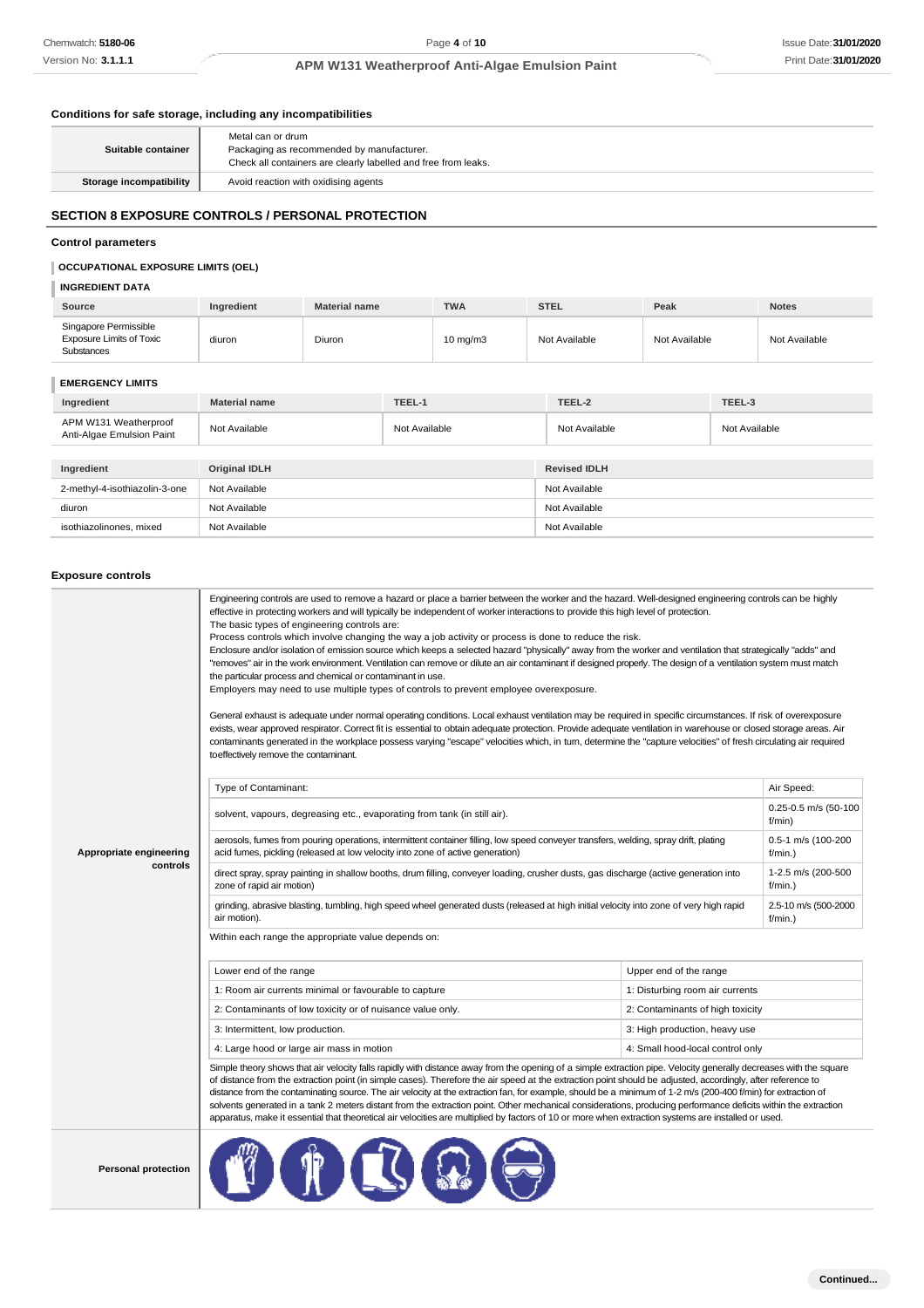### Conditions for safe storage, including any incompatibilities

| | |
|---|---|
| **Suitable container** | Metal can or drum<br>Packaging as recommended by manufacturer.<br>Check all containers are clearly labelled and free from leaks. |
| **Storage incompatibility** | Avoid reaction with oxidising agents |

## SECTION 8 EXPOSURE CONTROLS / PERSONAL PROTECTION

### Control parameters

#### OCCUPATIONAL EXPOSURE LIMITS (OEL)

##### INGREDIENT DATA

| Source | Ingredient | Material name | TWA | STEL | Peak | Notes |
|---|---|---|---|---|---|---|
| Singapore Permissible Exposure Limits of Toxic Substances | diuron | Diuron | 10 mg/m3 | Not Available | Not Available | Not Available |

##### EMERGENCY LIMITS

| Ingredient | Material name | TEEL-1 | TEEL-2 | TEEL-3 |
|---|---|---|---|---|
| APM W131 Weatherproof Anti-Algae Emulsion Paint | Not Available | Not Available | Not Available | Not Available |

| Ingredient | Original IDLH | Revised IDLH |
|---|---|---|
| 2-methyl-4-isothiazolin-3-one | Not Available | Not Available |
| diuron | Not Available | Not Available |
| isothiazolinones, mixed | Not Available | Not Available |

### Exposure controls

**Appropriate engineering controls**

Engineering controls are used to remove a hazard or place a barrier between the worker and the hazard. Well-designed engineering controls can be highly effective in protecting workers and will typically be independent of worker interactions to provide this high level of protection.
The basic types of engineering controls are:
Process controls which involve changing the way a job activity or process is done to reduce the risk.
Enclosure and/or isolation of emission source which keeps a selected hazard "physically" away from the worker and ventilation that strategically "adds" and "removes" air in the work environment. Ventilation can remove or dilute an air contaminant if designed properly. The design of a ventilation system must match the particular process and chemical or contaminant in use.
Employers may need to use multiple types of controls to prevent employee overexposure.

General exhaust is adequate under normal operating conditions. Local exhaust ventilation may be required in specific circumstances. If risk of overexposure exists, wear approved respirator. Correct fit is essential to obtain adequate protection. Provide adequate ventilation in warehouse or closed storage areas. Air contaminants generated in the workplace possess varying "escape" velocities which, in turn, determine the "capture velocities" of fresh circulating air required toeffectively remove the contaminant.

| Type of Contaminant: | Air Speed: |
|---|---|
| solvent, vapours, degreasing etc., evaporating from tank (in still air). | 0.25-0.5 m/s (50-100 f/min) |
| aerosols, fumes from pouring operations, intermittent container filling, low speed conveyer transfers, welding, spray drift, plating acid fumes, pickling (released at low velocity into zone of active generation) | 0.5-1 m/s (100-200 f/min.) |
| direct spray, spray painting in shallow booths, drum filling, conveyer loading, crusher dusts, gas discharge (active generation into zone of rapid air motion) | 1-2.5 m/s (200-500 f/min.) |
| grinding, abrasive blasting, tumbling, high speed wheel generated dusts (released at high initial velocity into zone of very high rapid air motion). | 2.5-10 m/s (500-2000 f/min.) |

Within each range the appropriate value depends on:

| Lower end of the range | Upper end of the range |
|---|---|
| 1: Room air currents minimal or favourable to capture | 1: Disturbing room air currents |
| 2: Contaminants of low toxicity or of nuisance value only. | 2: Contaminants of high toxicity |
| 3: Intermittent, low production. | 3: High production, heavy use |
| 4: Large hood or large air mass in motion | 4: Small hood-local control only |

Simple theory shows that air velocity falls rapidly with distance away from the opening of a simple extraction pipe. Velocity generally decreases with the square of distance from the extraction point (in simple cases). Therefore the air speed at the extraction point should be adjusted, accordingly, after reference to distance from the contaminating source. The air velocity at the extraction fan, for example, should be a minimum of 1-2 m/s (200-400 f/min) for extraction of solvents generated in a tank 2 meters distant from the extraction point. Other mechanical considerations, producing performance deficits within the extraction apparatus, make it essential that theoretical air velocities are multiplied by factors of 10 or more when extraction systems are installed or used.

**Personal protection**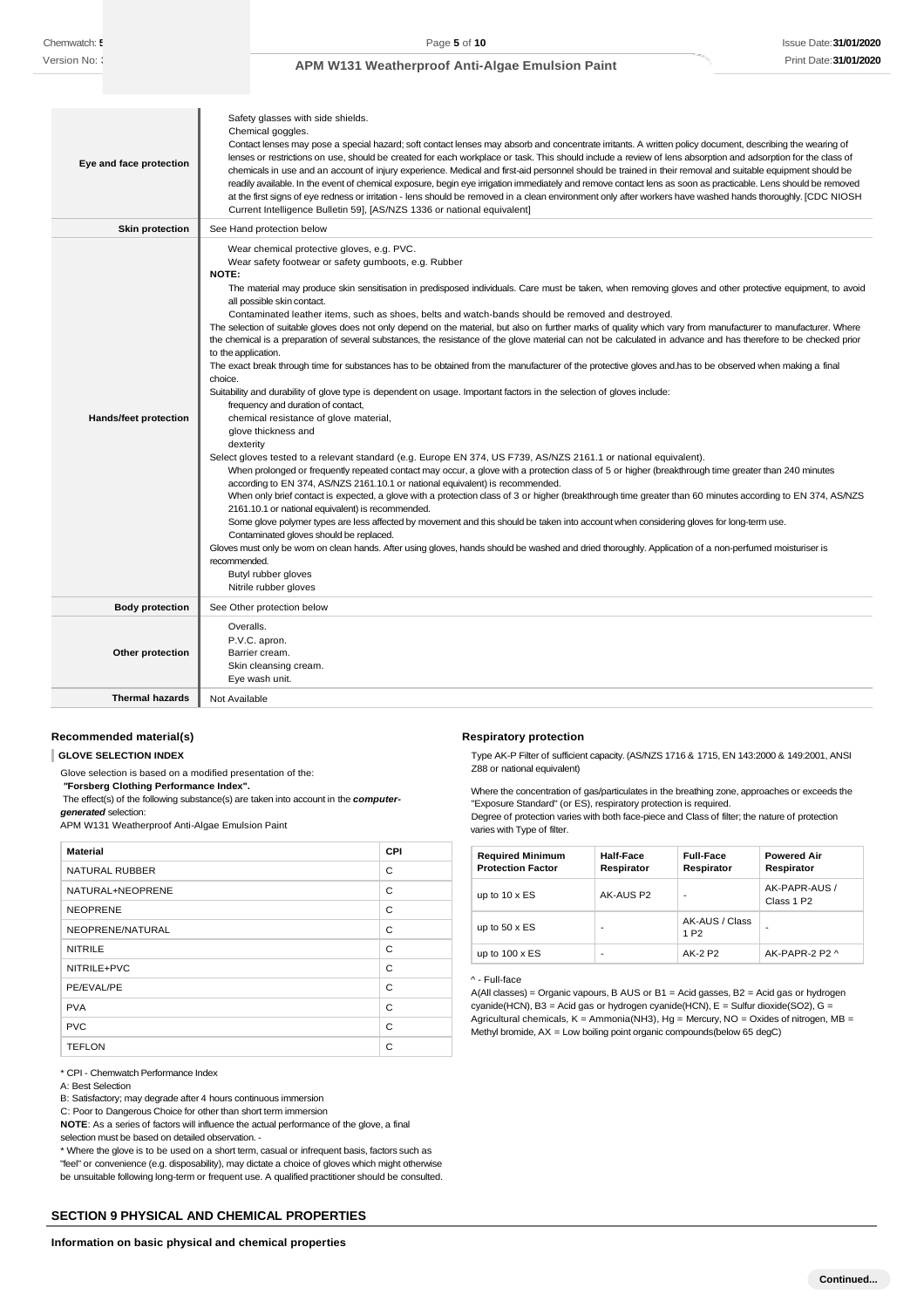| | |
|---|---|
| **Eye and face protection** | Safety glasses with side shields.<br>Chemical goggles.<br>Contact lenses may pose a special hazard; soft contact lenses may absorb and concentrate irritants. A written policy document, describing the wearing of lenses or restrictions on use, should be created for each workplace or task. This should include a review of lens absorption and adsorption for the class of chemicals in use and an account of injury experience. Medical and first-aid personnel should be trained in their removal and suitable equipment should be readily available. In the event of chemical exposure, begin eye irrigation immediately and remove contact lens as soon as practicable. Lens should be removed at the first signs of eye redness or irritation - lens should be removed in a clean environment only after workers have washed hands thoroughly. [CDC NIOSH Current Intelligence Bulletin 59], [AS/NZS 1336 or national equivalent] |
| **Skin protection** | See Hand protection below |
| **Hands/feet protection** | Wear chemical protective gloves, e.g. PVC.<br>Wear safety footwear or safety gumboots, e.g. Rubber<br>**NOTE:**<br>The material may produce skin sensitisation in predisposed individuals. Care must be taken, when removing gloves and other protective equipment, to avoid all possible skin contact.<br>Contaminated leather items, such as shoes, belts and watch-bands should be removed and destroyed.<br>The selection of suitable gloves does not only depend on the material, but also on further marks of quality which vary from manufacturer to manufacturer. Where the chemical is a preparation of several substances, the resistance of the glove material can not be calculated in advance and has therefore to be checked prior to the application.<br>The exact break through time for substances has to be obtained from the manufacturer of the protective gloves and.has to be observed when making a final choice.<br>Suitability and durability of glove type is dependent on usage. Important factors in the selection of gloves include:<br>frequency and duration of contact,<br>chemical resistance of glove material,<br>glove thickness and<br>dexterity<br>Select gloves tested to a relevant standard (e.g. Europe EN 374, US F739, AS/NZS 2161.1 or national equivalent).<br>When prolonged or frequently repeated contact may occur, a glove with a protection class of 5 or higher (breakthrough time greater than 240 minutes according to EN 374, AS/NZS 2161.10.1 or national equivalent) is recommended.<br>When only brief contact is expected, a glove with a protection class of 3 or higher (breakthrough time greater than 60 minutes according to EN 374, AS/NZS 2161.10.1 or national equivalent) is recommended.<br>Some glove polymer types are less affected by movement and this should be taken into account when considering gloves for long-term use.<br>Contaminated gloves should be replaced.<br>Gloves must only be worn on clean hands. After using gloves, hands should be washed and dried thoroughly. Application of a non-perfumed moisturiser is recommended.<br>Butyl rubber gloves<br>Nitrile rubber gloves |
| **Body protection** | See Other protection below |
| **Other protection** | Overalls.<br>P.V.C. apron.<br>Barrier cream.<br>Skin cleansing cream.<br>Eye wash unit. |
| **Thermal hazards** | Not Available |

### Recommended material(s)

**GLOVE SELECTION INDEX**

Glove selection is based on a modified presentation of the:

***"Forsberg Clothing Performance Index".***

The effect(s) of the following substance(s) are taken into account in the ***computer-generated*** selection:

APM W131 Weatherproof Anti-Algae Emulsion Paint

| Material | CPI |
|---|---|
| NATURAL RUBBER | C |
| NATURAL+NEOPRENE | C |
| NEOPRENE | C |
| NEOPRENE/NATURAL | C |
| NITRILE | C |
| NITRILE+PVC | C |
| PE/EVAL/PE | C |
| PVA | C |
| PVC | C |
| TEFLON | C |

\* CPI - Chemwatch Performance Index

A: Best Selection

B: Satisfactory; may degrade after 4 hours continuous immersion

C: Poor to Dangerous Choice for other than short term immersion

**NOTE**: As a series of factors will influence the actual performance of the glove, a final selection must be based on detailed observation. -

\* Where the glove is to be used on a short term, casual or infrequent basis, factors such as "feel" or convenience (e.g. disposability), may dictate a choice of gloves which might otherwise be unsuitable following long-term or frequent use. A qualified practitioner should be consulted.

### Respiratory protection

Type AK-P Filter of sufficient capacity. (AS/NZS 1716 & 1715, EN 143:2000 & 149:2001, ANSI Z88 or national equivalent)

Where the concentration of gas/particulates in the breathing zone, approaches or exceeds the "Exposure Standard" (or ES), respiratory protection is required.

Degree of protection varies with both face-piece and Class of filter; the nature of protection varies with Type of filter.

| Required Minimum Protection Factor | Half-Face Respirator | Full-Face Respirator | Powered Air Respirator |
|---|---|---|---|
| up to 10 x ES | AK-AUS P2 | - | AK-PAPR-AUS / Class 1 P2 |
| up to 50 x ES | - | AK-AUS / Class 1 P2 | - |
| up to 100 x ES | - | AK-2 P2 | AK-PAPR-2 P2 ^ |

^ - Full-face

A(All classes) = Organic vapours, B AUS or B1 = Acid gasses, B2 = Acid gas or hydrogen cyanide(HCN), B3 = Acid gas or hydrogen cyanide(HCN), E = Sulfur dioxide(SO2), G = Agricultural chemicals, K = Ammonia(NH3), Hg = Mercury, NO = Oxides of nitrogen, MB = Methyl bromide, AX = Low boiling point organic compounds(below 65 degC)

## SECTION 9 PHYSICAL AND CHEMICAL PROPERTIES

**Information on basic physical and chemical properties**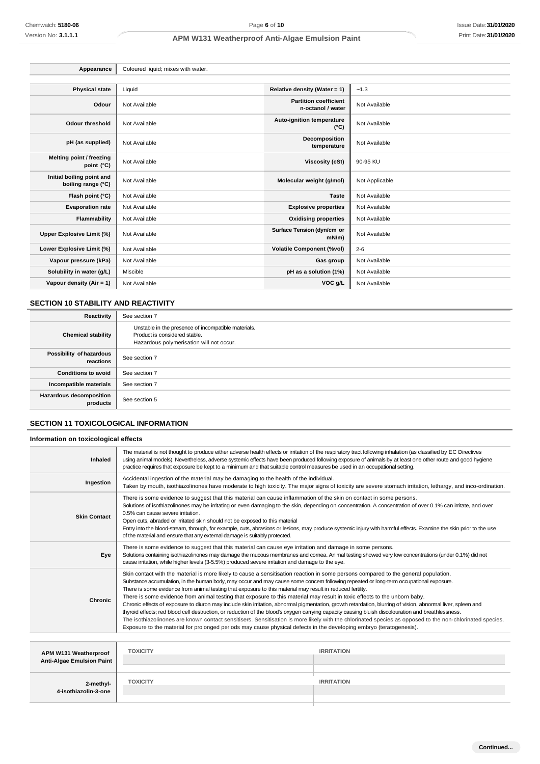| Appearance | Coloured liquid; mixes with water. | | |
|---|---|---|---|

| Physical state | Liquid | Relative density (Water = 1) | ~1.3 |
|---|---|---|---|
| Odour | Not Available | Partition coefficient n-octanol / water | Not Available |
| Odour threshold | Not Available | Auto-ignition temperature (°C) | Not Available |
| pH (as supplied) | Not Available | Decomposition temperature | Not Available |
| Melting point / freezing point (°C) | Not Available | Viscosity (cSt) | 90-95 KU |
| Initial boiling point and boiling range (°C) | Not Available | Molecular weight (g/mol) | Not Applicable |
| Flash point (°C) | Not Available | Taste | Not Available |
| Evaporation rate | Not Available | Explosive properties | Not Available |
| Flammability | Not Available | Oxidising properties | Not Available |
| Upper Explosive Limit (%) | Not Available | Surface Tension (dyn/cm or mN/m) | Not Available |
| Lower Explosive Limit (%) | Not Available | Volatile Component (%vol) | 2-6 |
| Vapour pressure (kPa) | Not Available | Gas group | Not Available |
| Solubility in water (g/L) | Miscible | pH as a solution (1%) | Not Available |
| Vapour density (Air = 1) | Not Available | VOC g/L | Not Available |

## SECTION 10 STABILITY AND REACTIVITY

| Reactivity | See section 7 |
|---|---|
| Chemical stability | Unstable in the presence of incompatible materials.<br>Product is considered stable.<br>Hazardous polymerisation will not occur. |
| Possibility of hazardous reactions | See section 7 |
| Conditions to avoid | See section 7 |
| Incompatible materials | See section 7 |
| Hazardous decomposition products | See section 5 |

## SECTION 11 TOXICOLOGICAL INFORMATION

### Information on toxicological effects

| Inhaled | The material is not thought to produce either adverse health effects or irritation of the respiratory tract following inhalation (as classified by EC Directives using animal models). Nevertheless, adverse systemic effects have been produced following exposure of animals by at least one other route and good hygiene practice requires that exposure be kept to a minimum and that suitable control measures be used in an occupational setting. |
|---|---|
| Ingestion | Accidental ingestion of the material may be damaging to the health of the individual.<br>Taken by mouth, isothiazolinones have moderate to high toxicity. The major signs of toxicity are severe stomach irritation, lethargy, and inco-ordination. |
| Skin Contact | There is some evidence to suggest that this material can cause inflammation of the skin on contact in some persons.<br>Solutions of isothiazolinones may be irritating or even damaging to the skin, depending on concentration. A concentration of over 0.1% can irritate, and over 0.5% can cause severe irritation.<br>Open cuts, abraded or irritated skin should not be exposed to this material<br>Entry into the blood-stream, through, for example, cuts, abrasions or lesions, may produce systemic injury with harmful effects. Examine the skin prior to the use of the material and ensure that any external damage is suitably protected. |
| Eye | There is some evidence to suggest that this material can cause eye irritation and damage in some persons.<br>Solutions containing isothiazolinones may damage the mucous membranes and cornea. Animal testing showed very low concentrations (under 0.1%) did not cause irritation, while higher levels (3-5.5%) produced severe irritation and damage to the eye. |
| Chronic | Skin contact with the material is more likely to cause a sensitisation reaction in some persons compared to the general population.<br>Substance accumulation, in the human body, may occur and may cause some concern following repeated or long-term occupational exposure.<br>There is some evidence from animal testing that exposure to this material may result in reduced fertility.<br>There is some evidence from animal testing that exposure to this material may result in toxic effects to the unborn baby.<br>Chronic effects of exposure to diuron may include skin irritation, abnormal pigmentation, growth retardation, blurring of vision, abnormal liver, spleen and thyroid effects; red blood cell destruction, or reduction of the blood's oxygen carrying capacity causing bluish discolouration and breathlessness.<br>The isothiazolinones are known contact sensitisers. Sensitisation is more likely with the chlorinated species as opposed to the non-chlorinated species.<br>Exposure to the material for prolonged periods may cause physical defects in the developing embryo (teratogenesis). |

| APM W131 Weatherproof Anti-Algae Emulsion Paint | TOXICITY | IRRITATION |
|---|---|---|
| | | |

| 2-methyl-4-isothiazolin-3-one | TOXICITY | IRRITATION |
|---|---|---|
| | | |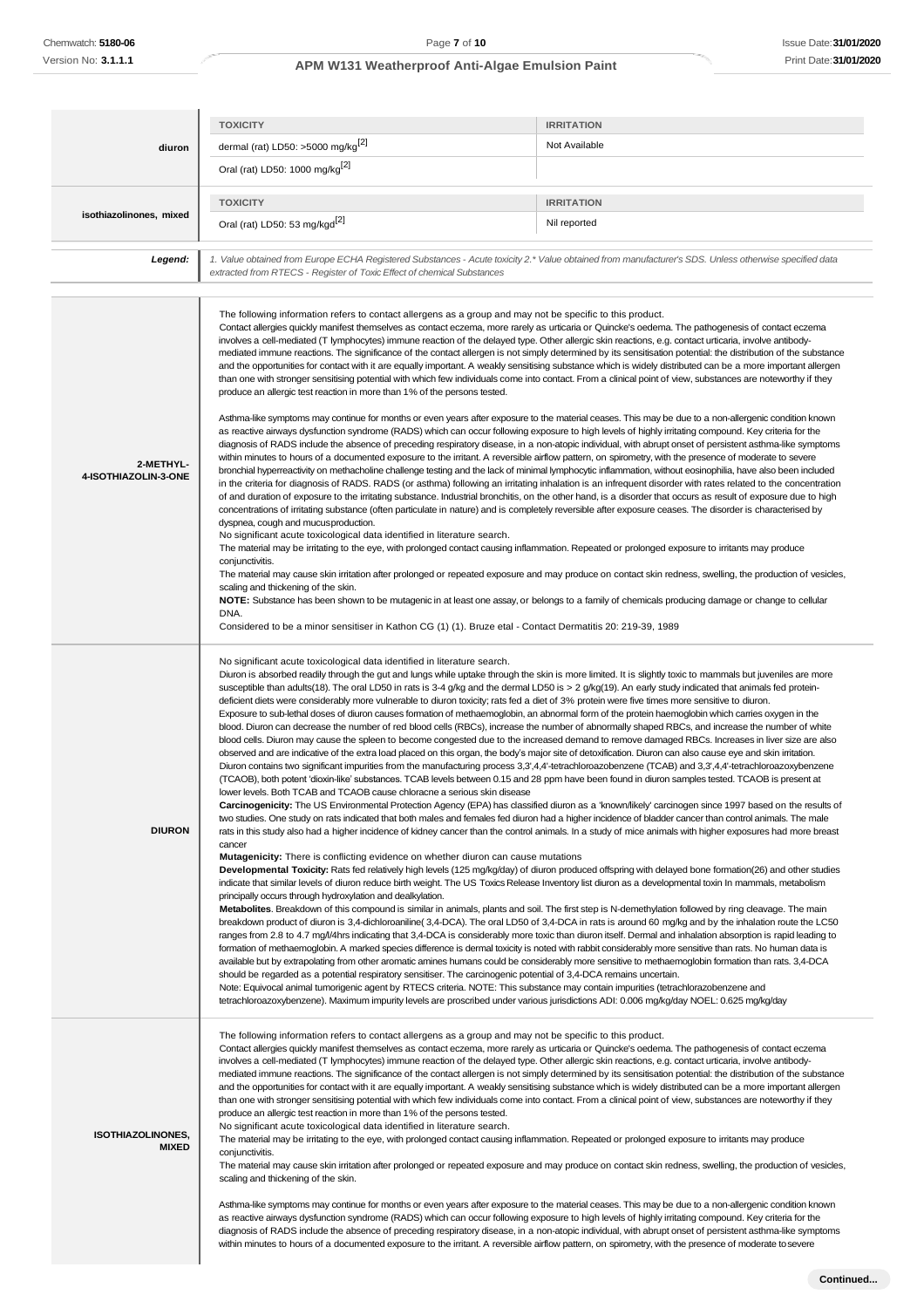| | TOXICITY | IRRITATION |
|---|---|---|
| **diuron** | dermal (rat) LD50: >5000 mg/kg[2] | Not Available |
| | Oral (rat) LD50: 1000 mg/kg[2] | |

| | TOXICITY | IRRITATION |
|---|---|---|
| **isothiazolinones, mixed** | Oral (rat) LD50: 53 mg/kgd[2] | Nil reported |

| | |
|---|---|
| ***Legend:*** | *1. Value obtained from Europe ECHA Registered Substances - Acute toxicity 2.\* Value obtained from manufacturer's SDS. Unless otherwise specified data extracted from RTECS - Register of Toxic Effect of chemical Substances* |

| | |
|---|---|
| **2-METHYL-4-ISOTHIAZOLIN-3-ONE** | The following information refers to contact allergens as a group and may not be specific to this product.<br>Contact allergies quickly manifest themselves as contact eczema, more rarely as urticaria or Quincke's oedema. The pathogenesis of contact eczema involves a cell-mediated (T lymphocytes) immune reaction of the delayed type. Other allergic skin reactions, e.g. contact urticaria, involve antibody-mediated immune reactions. The significance of the contact allergen is not simply determined by its sensitisation potential: the distribution of the substance and the opportunities for contact with it are equally important. A weakly sensitising substance which is widely distributed can be a more important allergen than one with stronger sensitising potential with which few individuals come into contact. From a clinical point of view, substances are noteworthy if they produce an allergic test reaction in more than 1% of the persons tested.<br><br>Asthma-like symptoms may continue for months or even years after exposure to the material ceases. This may be due to a non-allergenic condition known as reactive airways dysfunction syndrome (RADS) which can occur following exposure to high levels of highly irritating compound. Key criteria for the diagnosis of RADS include the absence of preceding respiratory disease, in a non-atopic individual, with abrupt onset of persistent asthma-like symptoms within minutes to hours of a documented exposure to the irritant. A reversible airflow pattern, on spirometry, with the presence of moderate to severe bronchial hyperreactivity on methacholine challenge testing and the lack of minimal lymphocytic inflammation, without eosinophilia, have also been included in the criteria for diagnosis of RADS. RADS (or asthma) following an irritating inhalation is an infrequent disorder with rates related to the concentration of and duration of exposure to the irritating substance. Industrial bronchitis, on the other hand, is a disorder that occurs as result of exposure due to high concentrations of irritating substance (often particulate in nature) and is completely reversible after exposure ceases. The disorder is characterised by dyspnea, cough and mucusproduction.<br>No significant acute toxicological data identified in literature search.<br>The material may be irritating to the eye, with prolonged contact causing inflammation. Repeated or prolonged exposure to irritants may produce conjunctivitis.<br>The material may cause skin irritation after prolonged or repeated exposure and may produce on contact skin redness, swelling, the production of vesicles, scaling and thickening of the skin.<br>**NOTE:** Substance has been shown to be mutagenic in at least one assay, or belongs to a family of chemicals producing damage or change to cellular DNA.<br>Considered to be a minor sensitiser in Kathon CG (1) (1). Bruze etal - Contact Dermatitis 20: 219-39, 1989 |
| **DIURON** | No significant acute toxicological data identified in literature search.<br>Diuron is absorbed readily through the gut and lungs while uptake through the skin is more limited. It is slightly toxic to mammals but juveniles are more susceptible than adults(18). The oral LD50 in rats is 3-4 g/kg and the dermal LD50 is > 2 g/kg(19). An early study indicated that animals fed protein-deficient diets were considerably more vulnerable to diuron toxicity; rats fed a diet of 3% protein were five times more sensitive to diuron.<br>Exposure to sub-lethal doses of diuron causes formation of methaemoglobin, an abnormal form of the protein haemoglobin which carries oxygen in the blood. Diuron can decrease the number of red blood cells (RBCs), increase the number of abnormally shaped RBCs, and increase the number of white blood cells. Diuron may cause the spleen to become congested due to the increased demand to remove damaged RBCs. Increases in liver size are also observed and are indicative of the extra load placed on this organ, the body's major site of detoxification. Diuron can also cause eye and skin irritation.<br>Diuron contains two significant impurities from the manufacturing process 3,3',4,4'-tetrachloroazobenzene (TCAB) and 3,3',4,4'-tetrachloroazoxybenzene (TCAOB), both potent 'dioxin-like' substances. TCAB levels between 0.15 and 28 ppm have been found in diuron samples tested. TCAOB is present at lower levels. Both TCAB and TCAOB cause chloracne a serious skin disease<br>**Carcinogenicity:** The US Environmental Protection Agency (EPA) has classified diuron as a 'known/likely' carcinogen since 1997 based on the results of two studies. One study on rats indicated that both males and females fed diuron had a higher incidence of bladder cancer than control animals. The male rats in this study also had a higher incidence of kidney cancer than the control animals. In a study of mice animals with higher exposures had more breast cancer<br>**Mutagenicity:** There is conflicting evidence on whether diuron can cause mutations<br>**Developmental Toxicity:** Rats fed relatively high levels (125 mg/kg/day) of diuron produced offspring with delayed bone formation(26) and other studies indicate that similar levels of diuron reduce birth weight. The US Toxics Release Inventory list diuron as a developmental toxin In mammals, metabolism principally occurs through hydroxylation and dealkylation.<br>**Metabolites**. Breakdown of this compound is similar in animals, plants and soil. The first step is N-demethylation followed by ring cleavage. The main breakdown product of diuron is 3,4-dichloroaniline( 3,4-DCA). The oral LD50 of 3,4-DCA in rats is around 60 mg/kg and by the inhalation route the LC50 ranges from 2.8 to 4.7 mg/l/4hrs indicating that 3,4-DCA is considerably more toxic than diuron itself. Dermal and inhalation absorption is rapid leading to formation of methaemoglobin. A marked species difference is dermal toxicity is noted with rabbit considerably more sensitive than rats. No human data is available but by extrapolating from other aromatic amines humans could be considerably more sensitive to methaemoglobin formation than rats. 3,4-DCA should be regarded as a potential respiratory sensitiser. The carcinogenic potential of 3,4-DCA remains uncertain.<br>Note: Equivocal animal tumorigenic agent by RTECS criteria. NOTE: This substance may contain impurities (tetrachlorazobenzene and tetrachloroazoxybenzene). Maximum impurity levels are proscribed under various jurisdictions ADI: 0.006 mg/kg/day NOEL: 0.625 mg/kg/day |
| **ISOTHIAZOLINONES, MIXED** | The following information refers to contact allergens as a group and may not be specific to this product.<br>Contact allergies quickly manifest themselves as contact eczema, more rarely as urticaria or Quincke's oedema. The pathogenesis of contact eczema involves a cell-mediated (T lymphocytes) immune reaction of the delayed type. Other allergic skin reactions, e.g. contact urticaria, involve antibody-mediated immune reactions. The significance of the contact allergen is not simply determined by its sensitisation potential: the distribution of the substance and the opportunities for contact with it are equally important. A weakly sensitising substance which is widely distributed can be a more important allergen than one with stronger sensitising potential with which few individuals come into contact. From a clinical point of view, substances are noteworthy if they produce an allergic test reaction in more than 1% of the persons tested.<br>No significant acute toxicological data identified in literature search.<br>The material may be irritating to the eye, with prolonged contact causing inflammation. Repeated or prolonged exposure to irritants may produce conjunctivitis.<br>The material may cause skin irritation after prolonged or repeated exposure and may produce on contact skin redness, swelling, the production of vesicles, scaling and thickening of the skin.<br><br>Asthma-like symptoms may continue for months or even years after exposure to the material ceases. This may be due to a non-allergenic condition known as reactive airways dysfunction syndrome (RADS) which can occur following exposure to high levels of highly irritating compound. Key criteria for the diagnosis of RADS include the absence of preceding respiratory disease, in a non-atopic individual, with abrupt onset of persistent asthma-like symptoms within minutes to hours of a documented exposure to the irritant. A reversible airflow pattern, on spirometry, with the presence of moderate tosevere |

**Continued...**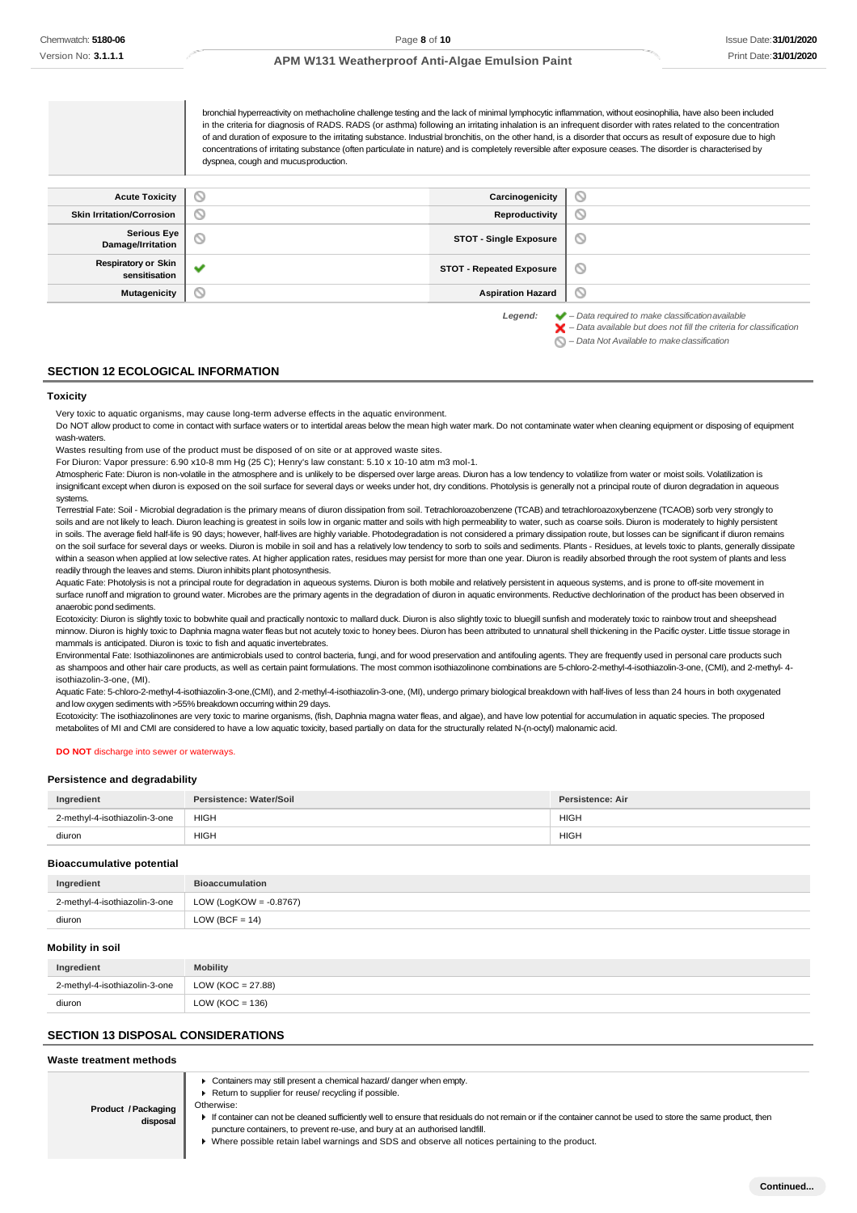| | |
|---|---|
| | bronchial hyperreactivity on methacholine challenge testing and the lack of minimal lymphocytic inflammation, without eosinophilia, have also been included in the criteria for diagnosis of RADS. RADS (or asthma) following an irritating inhalation is an infrequent disorder with rates related to the concentration of and duration of exposure to the irritating substance. Industrial bronchitis, on the other hand, is a disorder that occurs as result of exposure due to high concentrations of irritating substance (often particulate in nature) and is completely reversible after exposure ceases. The disorder is characterised by dyspnea, cough and mucus production. |

| | | | |
|---|---|---|---|
| **Acute Toxicity** | ⊘ | **Carcinogenicity** | ⊘ |
| **Skin Irritation/Corrosion** | ⊘ | **Reproductivity** | ⊘ |
| **Serious Eye Damage/Irritation** | ⊘ | **STOT - Single Exposure** | ⊘ |
| **Respiratory or Skin sensitisation** | ✔ | **STOT - Repeated Exposure** | ⊘ |
| **Mutagenicity** | ⊘ | **Aspiration Hazard** | ⊘ |

*Legend:* ✔ *– Data required to make classification available*
✘ *– Data available but does not fill the criteria for classification*
⊘ *– Data Not Available to make classification*

## SECTION 12 ECOLOGICAL INFORMATION

### Toxicity

Very toxic to aquatic organisms, may cause long-term adverse effects in the aquatic environment.
Do NOT allow product to come in contact with surface waters or to intertidal areas below the mean high water mark. Do not contaminate water when cleaning equipment or disposing of equipment wash-waters.
Wastes resulting from use of the product must be disposed of on site or at approved waste sites.
For Diuron: Vapor pressure: 6.90 x10-8 mm Hg (25 C); Henry's law constant: 5.10 x 10-10 atm m3 mol-1.
Atmospheric Fate: Diuron is non-volatile in the atmosphere and is unlikely to be dispersed over large areas. Diuron has a low tendency to volatilize from water or moist soils. Volatilization is insignificant except when diuron is exposed on the soil surface for several days or weeks under hot, dry conditions. Photolysis is generally not a principal route of diuron degradation in aqueous systems.
Terrestrial Fate: Soil - Microbial degradation is the primary means of diuron dissipation from soil. Tetrachloroazobenzene (TCAB) and tetrachloroazoxybenzene (TCAOB) sorb very strongly to soils and are not likely to leach. Diuron leaching is greatest in soils low in organic matter and soils with high permeability to water, such as coarse soils. Diuron is moderately to highly persistent in soils. The average field half-life is 90 days; however, half-lives are highly variable. Photodegradation is not considered a primary dissipation route, but losses can be significant if diuron remains on the soil surface for several days or weeks. Diuron is mobile in soil and has a relatively low tendency to sorb to soils and sediments. Plants - Residues, at levels toxic to plants, generally dissipate within a season when applied at low selective rates. At higher application rates, residues may persist for more than one year. Diuron is readily absorbed through the root system of plants and less readily through the leaves and stems. Diuron inhibits plant photosynthesis.
Aquatic Fate: Photolysis is not a principal route for degradation in aqueous systems. Diuron is both mobile and relatively persistent in aqueous systems, and is prone to off-site movement in surface runoff and migration to ground water. Microbes are the primary agents in the degradation of diuron in aquatic environments. Reductive dechlorination of the product has been observed in anaerobic pond sediments.
Ecotoxicity: Diuron is slightly toxic to bobwhite quail and practically nontoxic to mallard duck. Diuron is also slightly toxic to bluegill sunfish and moderately toxic to rainbow trout and sheepshead minnow. Diuron is highly toxic to Daphnia magna water fleas but not acutely toxic to honey bees. Diuron has been attributed to unnatural shell thickening in the Pacific oyster. Little tissue storage in mammals is anticipated. Diuron is toxic to fish and aquatic invertebrates.
Environmental Fate: Isothiazolinones are antimicrobials used to control bacteria, fungi, and for wood preservation and antifouling agents. They are frequently used in personal care products such as shampoos and other hair care products, as well as certain paint formulations. The most common isothiazolinone combinations are 5-chloro-2-methyl-4-isothiazolin-3-one, (CMI), and 2-methyl- 4-isothiazolin-3-one, (MI).
Aquatic Fate: 5-chloro-2-methyl-4-isothiazolin-3-one,(CMI), and 2-methyl-4-isothiazolin-3-one, (MI), undergo primary biological breakdown with half-lives of less than 24 hours in both oxygenated and low oxygen sediments with >55% breakdown occurring within 29 days.
Ecotoxicity: The isothiazolinones are very toxic to marine organisms, (fish, Daphnia magna water fleas, and algae), and have low potential for accumulation in aquatic species. The proposed metabolites of MI and CMI are considered to have a low aquatic toxicity, based partially on data for the structurally related N-(n-octyl) malonamic acid.

**DO NOT** discharge into sewer or waterways.

### Persistence and degradability

| Ingredient | Persistence: Water/Soil | Persistence: Air |
|---|---|---|
| 2-methyl-4-isothiazolin-3-one | HIGH | HIGH |
| diuron | HIGH | HIGH |

### Bioaccumulative potential

| Ingredient | Bioaccumulation |
|---|---|
| 2-methyl-4-isothiazolin-3-one | LOW (LogKOW = -0.8767) |
| diuron | LOW (BCF = 14) |

### Mobility in soil

| Ingredient | Mobility |
|---|---|
| 2-methyl-4-isothiazolin-3-one | LOW (KOC = 27.88) |
| diuron | LOW (KOC = 136) |

## SECTION 13 DISPOSAL CONSIDERATIONS

### Waste treatment methods

| | |
|---|---|
| **Product / Packaging disposal** | ▸ Containers may still present a chemical hazard/ danger when empty.<br>▸ Return to supplier for reuse/ recycling if possible.<br>Otherwise:<br>▸ If container can not be cleaned sufficiently well to ensure that residuals do not remain or if the container cannot be used to store the same product, then puncture containers, to prevent re-use, and bury at an authorised landfill.<br>▸ Where possible retain label warnings and SDS and observe all notices pertaining to the product. |

**Continued...**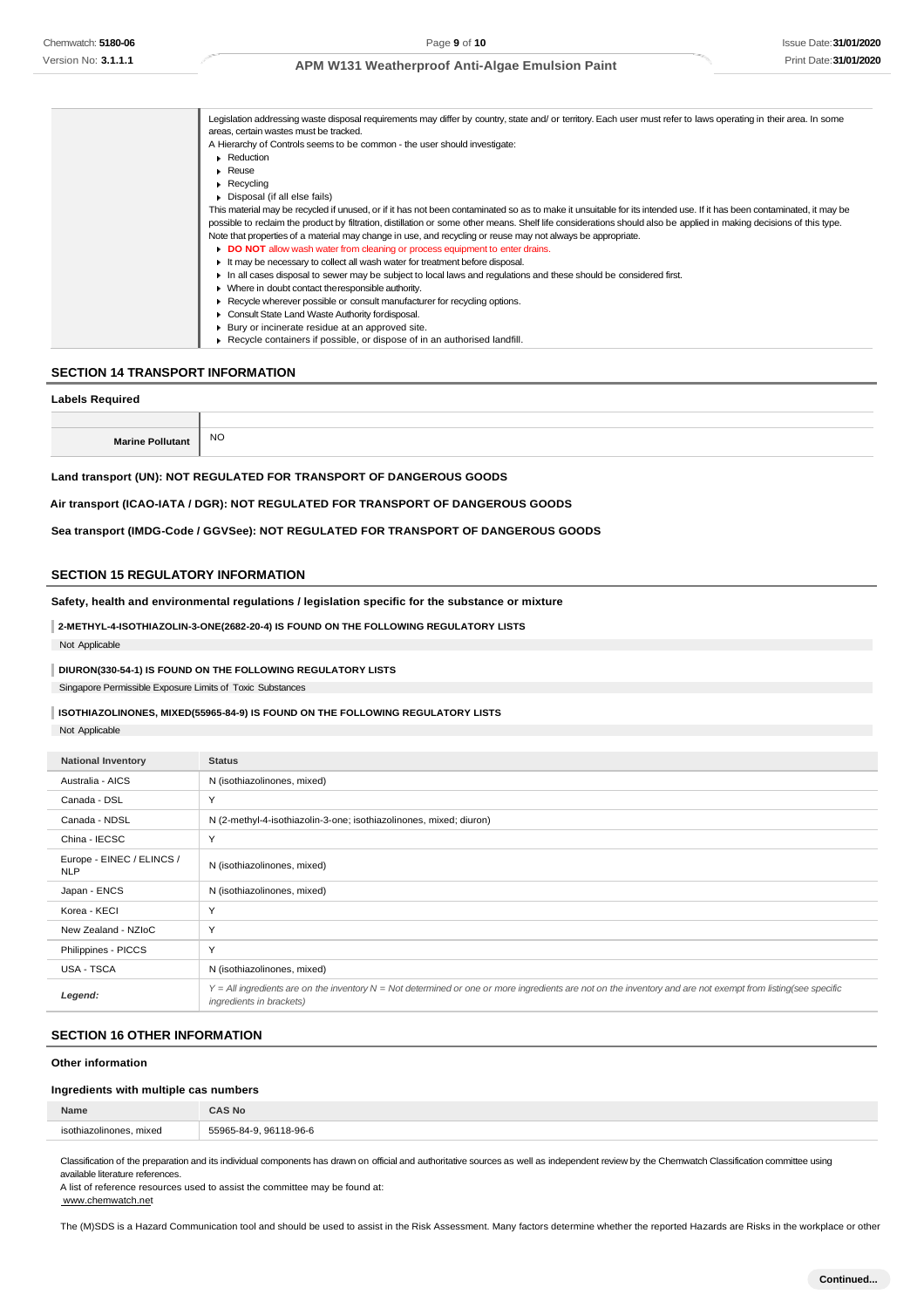| | |
|---|---|
| | Legislation addressing waste disposal requirements may differ by country, state and/ or territory. Each user must refer to laws operating in their area. In some areas, certain wastes must be tracked.<br>A Hierarchy of Controls seems to be common - the user should investigate:<br>▸ Reduction<br>▸ Reuse<br>▸ Recycling<br>▸ Disposal (if all else fails)<br>This material may be recycled if unused, or if it has not been contaminated so as to make it unsuitable for its intended use. If it has been contaminated, it may be possible to reclaim the product by filtration, distillation or some other means. Shelf life considerations should also be applied in making decisions of this type. Note that properties of a material may change in use, and recycling or reuse may not always be appropriate.<br>▸ **DO NOT** allow wash water from cleaning or process equipment to enter drains.<br>▸ It may be necessary to collect all wash water for treatment before disposal.<br>▸ In all cases disposal to sewer may be subject to local laws and regulations and these should be considered first.<br>▸ Where in doubt contact the responsible authority.<br>▸ Recycle wherever possible or consult manufacturer for recycling options.<br>▸ Consult State Land Waste Authority for disposal.<br>▸ Bury or incinerate residue at an approved site.<br>▸ Recycle containers if possible, or dispose of in an authorised landfill. |

## SECTION 14 TRANSPORT INFORMATION

### Labels Required

| | |
|---|---|
| **Marine Pollutant** | NO |

**Land transport (UN): NOT REGULATED FOR TRANSPORT OF DANGEROUS GOODS**

**Air transport (ICAO-IATA / DGR): NOT REGULATED FOR TRANSPORT OF DANGEROUS GOODS**

**Sea transport (IMDG-Code / GGVSee): NOT REGULATED FOR TRANSPORT OF DANGEROUS GOODS**

## SECTION 15 REGULATORY INFORMATION

### Safety, health and environmental regulations / legislation specific for the substance or mixture

**2-METHYL-4-ISOTHIAZOLIN-3-ONE(2682-20-4) IS FOUND ON THE FOLLOWING REGULATORY LISTS**

Not Applicable

**DIURON(330-54-1) IS FOUND ON THE FOLLOWING REGULATORY LISTS**

Singapore Permissible Exposure Limits of Toxic Substances

**ISOTHIAZOLINONES, MIXED(55965-84-9) IS FOUND ON THE FOLLOWING REGULATORY LISTS**

Not Applicable

| National Inventory | Status |
|---|---|
| Australia - AICS | N (isothiazolinones, mixed) |
| Canada - DSL | Y |
| Canada - NDSL | N (2-methyl-4-isothiazolin-3-one; isothiazolinones, mixed; diuron) |
| China - IECSC | Y |
| Europe - EINEC / ELINCS / NLP | N (isothiazolinones, mixed) |
| Japan - ENCS | N (isothiazolinones, mixed) |
| Korea - KECI | Y |
| New Zealand - NZIoC | Y |
| Philippines - PICCS | Y |
| USA - TSCA | N (isothiazolinones, mixed) |
| *Legend:* | *Y = All ingredients are on the inventory N = Not determined or one or more ingredients are not on the inventory and are not exempt from listing(see specific ingredients in brackets)* |

## SECTION 16 OTHER INFORMATION

### Other information

### Ingredients with multiple cas numbers

| Name | CAS No |
|---|---|
| isothiazolinones, mixed | 55965-84-9, 96118-96-6 |

Classification of the preparation and its individual components has drawn on official and authoritative sources as well as independent review by the Chemwatch Classification committee using available literature references.
A list of reference resources used to assist the committee may be found at:
www.chemwatch.net

The (M)SDS is a Hazard Communication tool and should be used to assist in the Risk Assessment. Many factors determine whether the reported Hazards are Risks in the workplace or other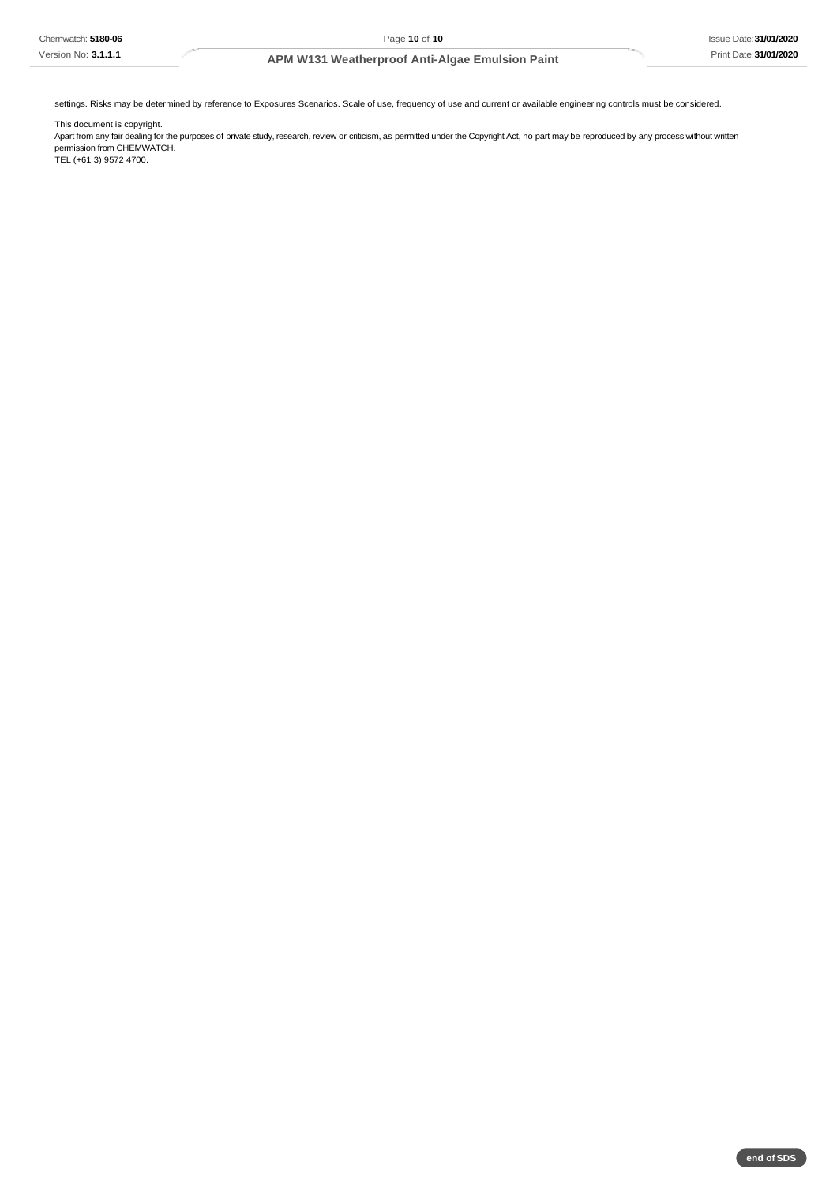settings. Risks may be determined by reference to Exposures Scenarios. Scale of use, frequency of use and current or available engineering controls must be considered.

This document is copyright.
Apart from any fair dealing for the purposes of private study, research, review or criticism, as permitted under the Copyright Act, no part may be reproduced by any process without written permission from CHEMWATCH.
TEL (+61 3) 9572 4700.

end of SDS